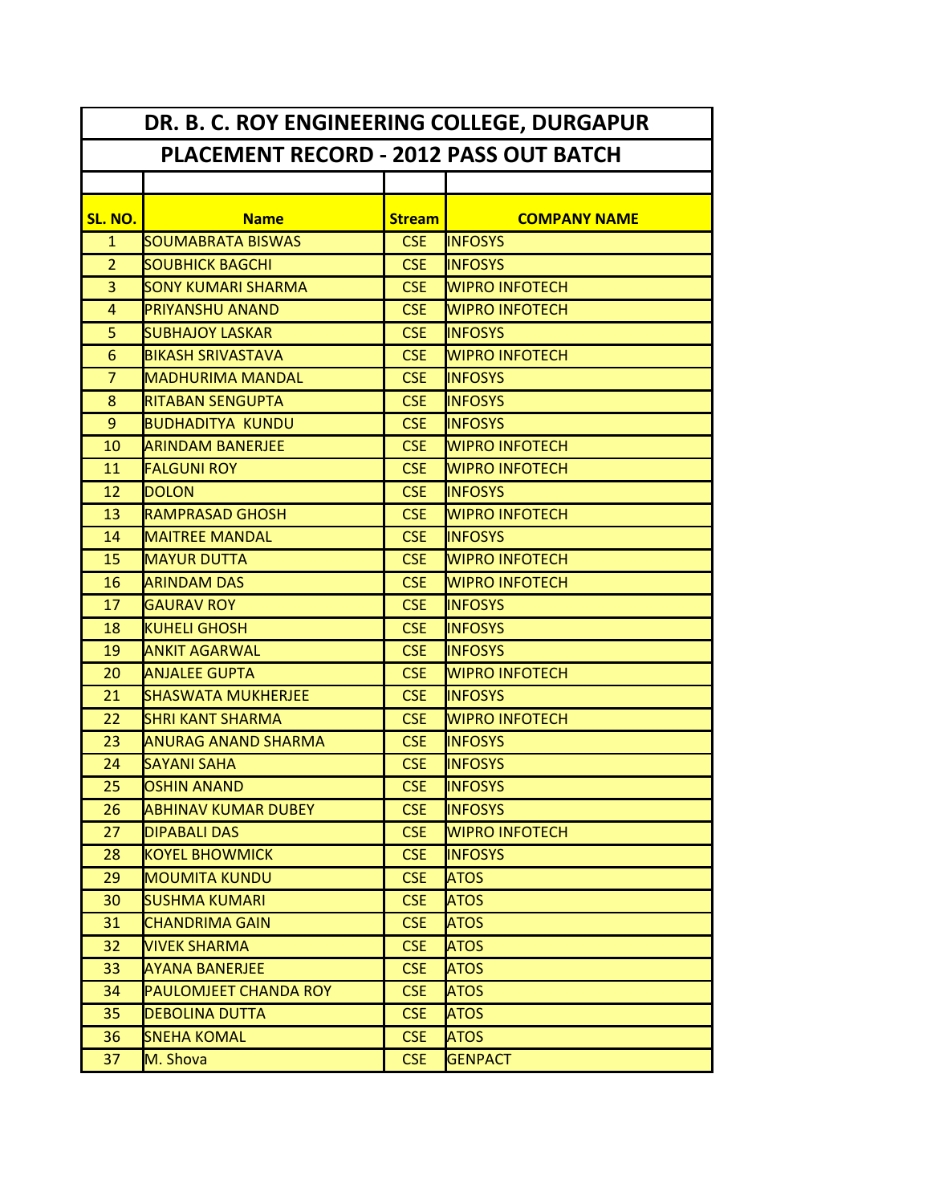# DR. B. C. ROY ENGINEERING COLLEGE, DURGAPUR

## PLACEMENT RECORD - 2012 PASS OUT BATCH

| SL. NO. | Name | Stream | COMPANY NAME |
|---|---|---|---|
| 1 | SOUMABRATA BISWAS | CSE | INFOSYS |
| 2 | SOUBHICK BAGCHI | CSE | INFOSYS |
| 3 | SONY KUMARI SHARMA | CSE | WIPRO INFOTECH |
| 4 | PRIYANSHU ANAND | CSE | WIPRO INFOTECH |
| 5 | SUBHAJOY LASKAR | CSE | INFOSYS |
| 6 | BIKASH SRIVASTAVA | CSE | WIPRO INFOTECH |
| 7 | MADHURIMA MANDAL | CSE | INFOSYS |
| 8 | RITABAN SENGUPTA | CSE | INFOSYS |
| 9 | BUDHADITYA KUNDU | CSE | INFOSYS |
| 10 | ARINDAM BANERJEE | CSE | WIPRO INFOTECH |
| 11 | FALGUNI ROY | CSE | WIPRO INFOTECH |
| 12 | DOLON | CSE | INFOSYS |
| 13 | RAMPRASAD GHOSH | CSE | WIPRO INFOTECH |
| 14 | MAITREE MANDAL | CSE | INFOSYS |
| 15 | MAYUR DUTTA | CSE | WIPRO INFOTECH |
| 16 | ARINDAM DAS | CSE | WIPRO INFOTECH |
| 17 | GAURAV ROY | CSE | INFOSYS |
| 18 | KUHELI GHOSH | CSE | INFOSYS |
| 19 | ANKIT AGARWAL | CSE | INFOSYS |
| 20 | ANJALEE GUPTA | CSE | WIPRO INFOTECH |
| 21 | SHASWATA MUKHERJEE | CSE | INFOSYS |
| 22 | SHRI KANT SHARMA | CSE | WIPRO INFOTECH |
| 23 | ANURAG ANAND SHARMA | CSE | INFOSYS |
| 24 | SAYANI SAHA | CSE | INFOSYS |
| 25 | OSHIN ANAND | CSE | INFOSYS |
| 26 | ABHINAV KUMAR DUBEY | CSE | INFOSYS |
| 27 | DIPABALI DAS | CSE | WIPRO INFOTECH |
| 28 | KOYEL BHOWMICK | CSE | INFOSYS |
| 29 | MOUMITA KUNDU | CSE | ATOS |
| 30 | SUSHMA KUMARI | CSE | ATOS |
| 31 | CHANDRIMA GAIN | CSE | ATOS |
| 32 | VIVEK SHARMA | CSE | ATOS |
| 33 | AYANA BANERJEE | CSE | ATOS |
| 34 | PAULOMJEET CHANDA ROY | CSE | ATOS |
| 35 | DEBOLINA DUTTA | CSE | ATOS |
| 36 | SNEHA KOMAL | CSE | ATOS |
| 37 | M. Shova | CSE | GENPACT |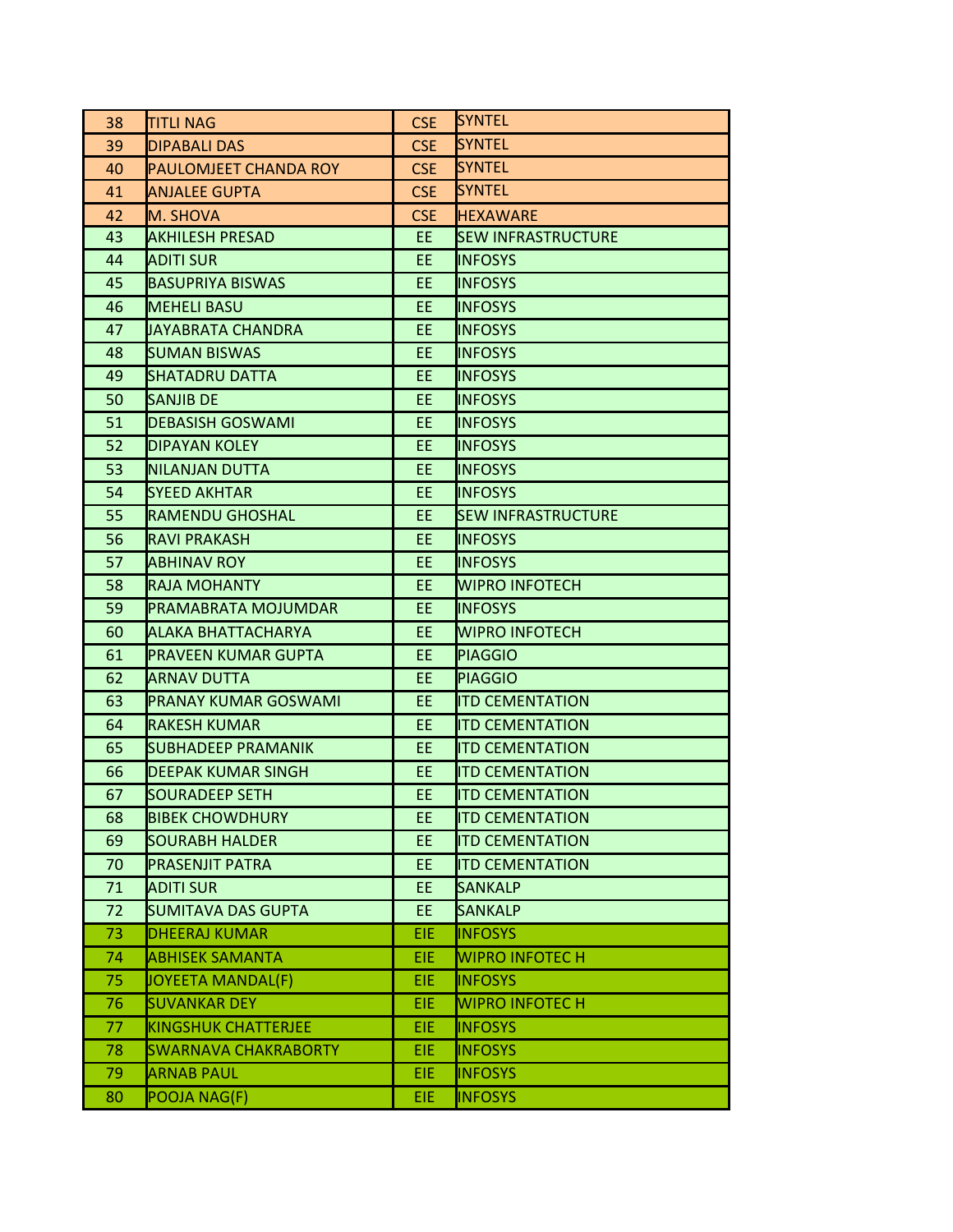| 38 | TITLI NAG | CSE | SYNTEL |
|---|---|---|---|
| 39 | DIPABALI DAS | CSE | SYNTEL |
| 40 | PAULOMJEET CHANDA ROY | CSE | SYNTEL |
| 41 | ANJALEE GUPTA | CSE | SYNTEL |
| 42 | M. SHOVA | CSE | HEXAWARE |
| 43 | AKHILESH PRESAD | EE | SEW INFRASTRUCTURE |
| 44 | ADITI SUR | EE | INFOSYS |
| 45 | BASUPRIYA BISWAS | EE | INFOSYS |
| 46 | MEHELI BASU | EE | INFOSYS |
| 47 | JAYABRATA CHANDRA | EE | INFOSYS |
| 48 | SUMAN BISWAS | EE | INFOSYS |
| 49 | SHATADRU DATTA | EE | INFOSYS |
| 50 | SANJIB DE | EE | INFOSYS |
| 51 | DEBASISH GOSWAMI | EE | INFOSYS |
| 52 | DIPAYAN KOLEY | EE | INFOSYS |
| 53 | NILANJAN DUTTA | EE | INFOSYS |
| 54 | SYEED AKHTAR | EE | INFOSYS |
| 55 | RAMENDU GHOSHAL | EE | SEW INFRASTRUCTURE |
| 56 | RAVI PRAKASH | EE | INFOSYS |
| 57 | ABHINAV ROY | EE | INFOSYS |
| 58 | RAJA MOHANTY | EE | WIPRO INFOTECH |
| 59 | PRAMABRATA MOJUMDAR | EE | INFOSYS |
| 60 | ALAKA BHATTACHARYA | EE | WIPRO INFOTECH |
| 61 | PRAVEEN KUMAR GUPTA | EE | PIAGGIO |
| 62 | ARNAV DUTTA | EE | PIAGGIO |
| 63 | PRANAY KUMAR GOSWAMI | EE | ITD CEMENTATION |
| 64 | RAKESH KUMAR | EE | ITD CEMENTATION |
| 65 | SUBHADEEP PRAMANIK | EE | ITD CEMENTATION |
| 66 | DEEPAK KUMAR SINGH | EE | ITD CEMENTATION |
| 67 | SOURADEEP SETH | EE | ITD CEMENTATION |
| 68 | BIBEK CHOWDHURY | EE | ITD CEMENTATION |
| 69 | SOURABH HALDER | EE | ITD CEMENTATION |
| 70 | PRASENJIT PATRA | EE | ITD CEMENTATION |
| 71 | ADITI SUR | EE | SANKALP |
| 72 | SUMITAVA DAS GUPTA | EE | SANKALP |
| 73 | DHEERAJ KUMAR | EIE | INFOSYS |
| 74 | ABHISEK SAMANTA | EIE | WIPRO INFOTEC H |
| 75 | JOYEETA MANDAL(F) | EIE | INFOSYS |
| 76 | SUVANKAR DEY | EIE | WIPRO INFOTEC H |
| 77 | KINGSHUK CHATTERJEE | EIE | INFOSYS |
| 78 | SWARNAVA CHAKRABORTY | EIE | INFOSYS |
| 79 | ARNAB PAUL | EIE | INFOSYS |
| 80 | POOJA NAG(F) | EIE | INFOSYS |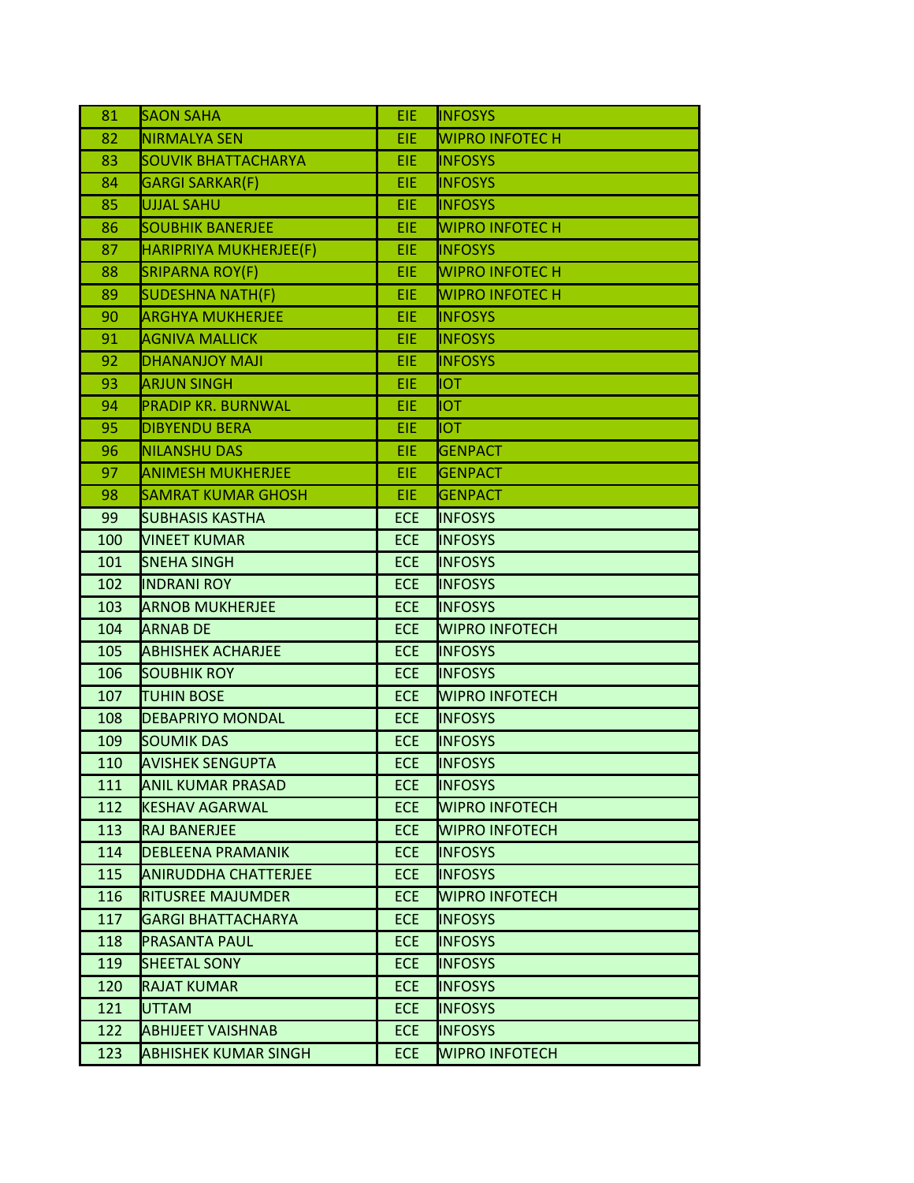| 81 | SAON SAHA | EIE | INFOSYS |
|---|---|---|---|
| 82 | NIRMALYA SEN | EIE | WIPRO INFOTEC H |
| 83 | SOUVIK BHATTACHARYA | EIE | INFOSYS |
| 84 | GARGI SARKAR(F) | EIE | INFOSYS |
| 85 | UJJAL SAHU | EIE | INFOSYS |
| 86 | SOUBHIK BANERJEE | EIE | WIPRO INFOTEC H |
| 87 | HARIPRIYA MUKHERJEE(F) | EIE | INFOSYS |
| 88 | SRIPARNA ROY(F) | EIE | WIPRO INFOTEC H |
| 89 | SUDESHNA NATH(F) | EIE | WIPRO INFOTEC H |
| 90 | ARGHYA MUKHERJEE | EIE | INFOSYS |
| 91 | AGNIVA MALLICK | EIE | INFOSYS |
| 92 | DHANANJOY MAJI | EIE | INFOSYS |
| 93 | ARJUN SINGH | EIE | IOT |
| 94 | PRADIP KR. BURNWAL | EIE | IOT |
| 95 | DIBYENDU BERA | EIE | IOT |
| 96 | NILANSHU DAS | EIE | GENPACT |
| 97 | ANIMESH MUKHERJEE | EIE | GENPACT |
| 98 | SAMRAT KUMAR GHOSH | EIE | GENPACT |
| 99 | SUBHASIS KASTHA | ECE | INFOSYS |
| 100 | VINEET KUMAR | ECE | INFOSYS |
| 101 | SNEHA SINGH | ECE | INFOSYS |
| 102 | INDRANI ROY | ECE | INFOSYS |
| 103 | ARNOB MUKHERJEE | ECE | INFOSYS |
| 104 | ARNAB DE | ECE | WIPRO INFOTECH |
| 105 | ABHISHEK ACHARJEE | ECE | INFOSYS |
| 106 | SOUBHIK ROY | ECE | INFOSYS |
| 107 | TUHIN BOSE | ECE | WIPRO INFOTECH |
| 108 | DEBAPRIYO MONDAL | ECE | INFOSYS |
| 109 | SOUMIK DAS | ECE | INFOSYS |
| 110 | AVISHEK SENGUPTA | ECE | INFOSYS |
| 111 | ANIL KUMAR PRASAD | ECE | INFOSYS |
| 112 | KESHAV AGARWAL | ECE | WIPRO INFOTECH |
| 113 | RAJ BANERJEE | ECE | WIPRO INFOTECH |
| 114 | DEBLEENA PRAMANIK | ECE | INFOSYS |
| 115 | ANIRUDDHA CHATTERJEE | ECE | INFOSYS |
| 116 | RITUSREE MAJUMDER | ECE | WIPRO INFOTECH |
| 117 | GARGI BHATTACHARYA | ECE | INFOSYS |
| 118 | PRASANTA PAUL | ECE | INFOSYS |
| 119 | SHEETAL SONY | ECE | INFOSYS |
| 120 | RAJAT KUMAR | ECE | INFOSYS |
| 121 | UTTAM | ECE | INFOSYS |
| 122 | ABHIJEET VAISHNAB | ECE | INFOSYS |
| 123 | ABHISHEK KUMAR SINGH | ECE | WIPRO INFOTECH |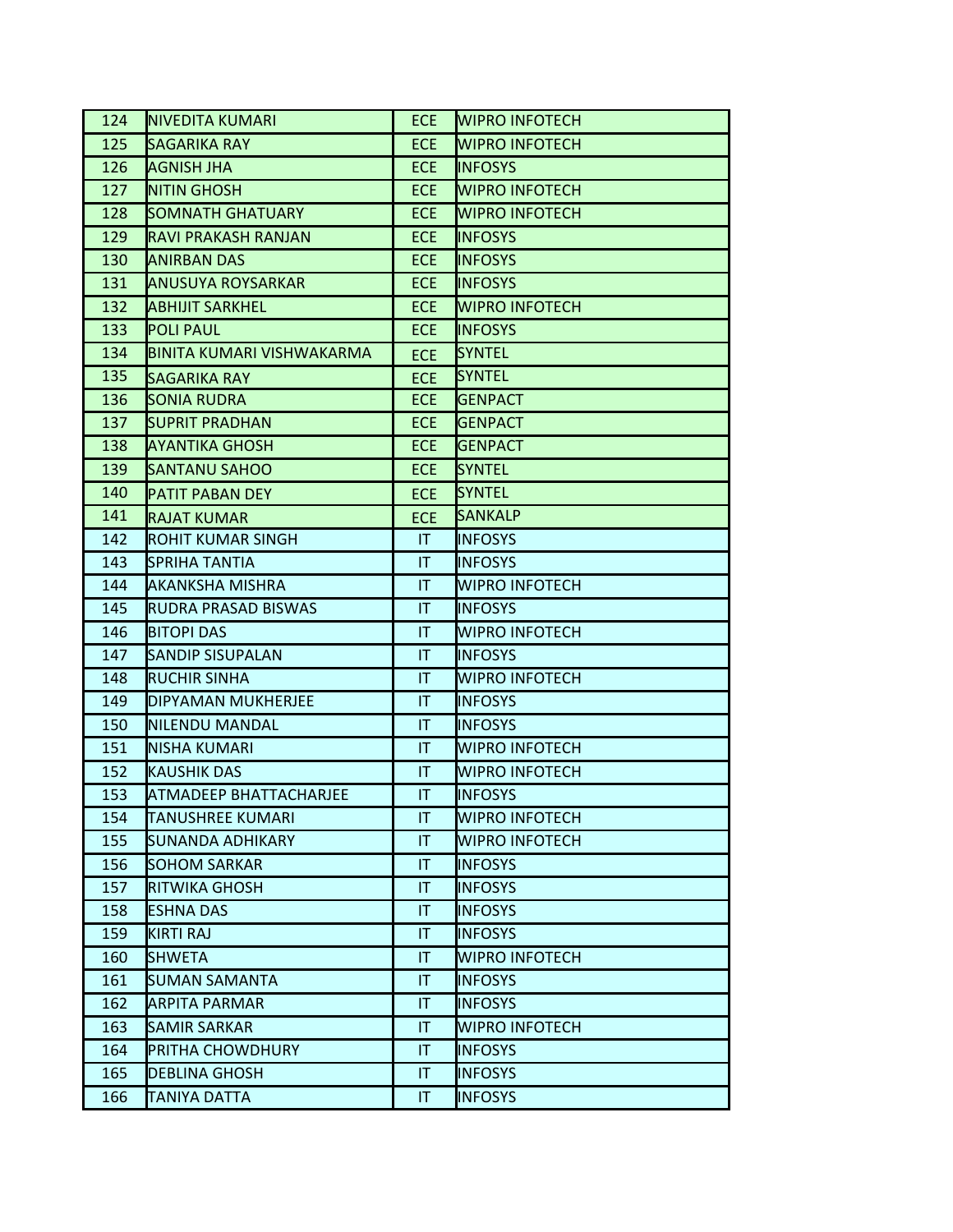| | | | |
|---|---|---|---|
| 124 | NIVEDITA KUMARI | ECE | WIPRO INFOTECH |
| 125 | SAGARIKA RAY | ECE | WIPRO INFOTECH |
| 126 | AGNISH JHA | ECE | INFOSYS |
| 127 | NITIN GHOSH | ECE | WIPRO INFOTECH |
| 128 | SOMNATH GHATUARY | ECE | WIPRO INFOTECH |
| 129 | RAVI PRAKASH RANJAN | ECE | INFOSYS |
| 130 | ANIRBAN DAS | ECE | INFOSYS |
| 131 | ANUSUYA ROYSARKAR | ECE | INFOSYS |
| 132 | ABHIJIT SARKHEL | ECE | WIPRO INFOTECH |
| 133 | POLI PAUL | ECE | INFOSYS |
| 134 | BINITA KUMARI VISHWAKARMA | ECE | SYNTEL |
| 135 | SAGARIKA RAY | ECE | SYNTEL |
| 136 | SONIA RUDRA | ECE | GENPACT |
| 137 | SUPRIT PRADHAN | ECE | GENPACT |
| 138 | AYANTIKA GHOSH | ECE | GENPACT |
| 139 | SANTANU SAHOO | ECE | SYNTEL |
| 140 | PATIT PABAN DEY | ECE | SYNTEL |
| 141 | RAJAT KUMAR | ECE | SANKALP |
| 142 | ROHIT KUMAR SINGH | IT | INFOSYS |
| 143 | SPRIHA TANTIA | IT | INFOSYS |
| 144 | AKANKSHA MISHRA | IT | WIPRO INFOTECH |
| 145 | RUDRA PRASAD BISWAS | IT | INFOSYS |
| 146 | BITOPI DAS | IT | WIPRO INFOTECH |
| 147 | SANDIP SISUPALAN | IT | INFOSYS |
| 148 | RUCHIR SINHA | IT | WIPRO INFOTECH |
| 149 | DIPYAMAN MUKHERJEE | IT | INFOSYS |
| 150 | NILENDU MANDAL | IT | INFOSYS |
| 151 | NISHA KUMARI | IT | WIPRO INFOTECH |
| 152 | KAUSHIK DAS | IT | WIPRO INFOTECH |
| 153 | ATMADEEP BHATTACHARJEE | IT | INFOSYS |
| 154 | TANUSHREE KUMARI | IT | WIPRO INFOTECH |
| 155 | SUNANDA ADHIKARY | IT | WIPRO INFOTECH |
| 156 | SOHOM SARKAR | IT | INFOSYS |
| 157 | RITWIKA GHOSH | IT | INFOSYS |
| 158 | ESHNA DAS | IT | INFOSYS |
| 159 | KIRTI RAJ | IT | INFOSYS |
| 160 | SHWETA | IT | WIPRO INFOTECH |
| 161 | SUMAN SAMANTA | IT | INFOSYS |
| 162 | ARPITA PARMAR | IT | INFOSYS |
| 163 | SAMIR SARKAR | IT | WIPRO INFOTECH |
| 164 | PRITHA CHOWDHURY | IT | INFOSYS |
| 165 | DEBLINA GHOSH | IT | INFOSYS |
| 166 | TANIYA DATTA | IT | INFOSYS |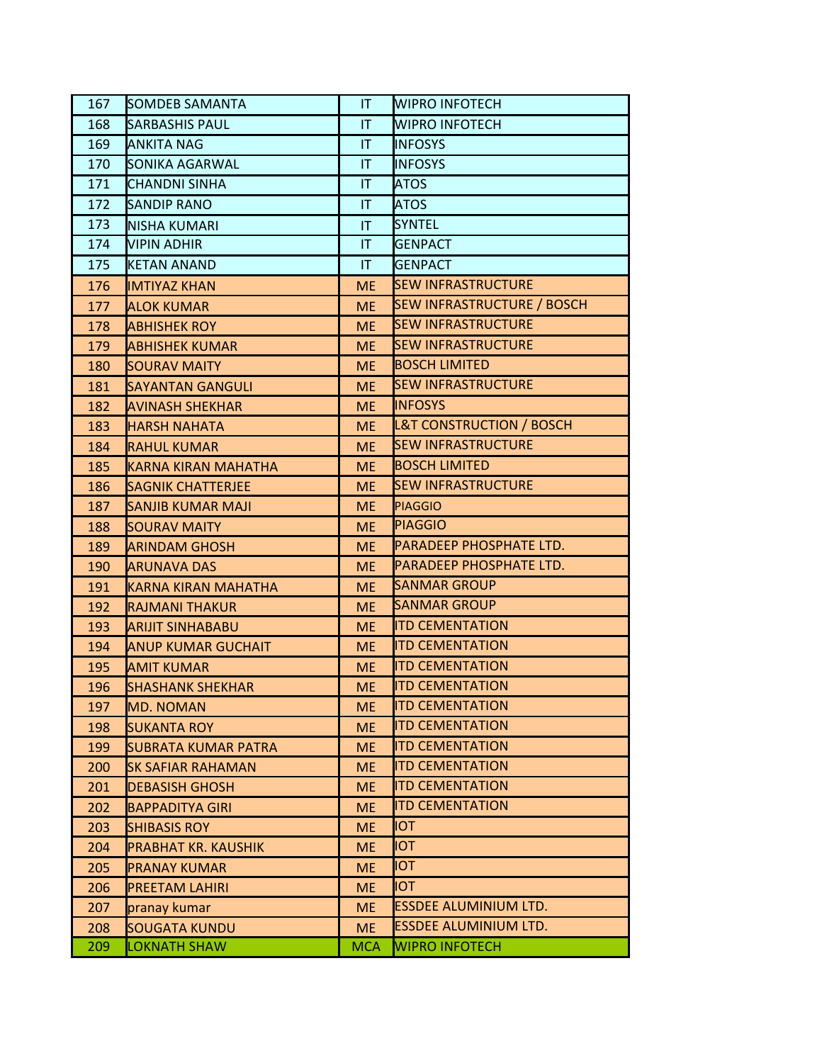| 167 | SOMDEB SAMANTA | IT | WIPRO INFOTECH |
|---|---|---|---|
| 168 | SARBASHIS PAUL | IT | WIPRO INFOTECH |
| 169 | ANKITA NAG | IT | INFOSYS |
| 170 | SONIKA AGARWAL | IT | INFOSYS |
| 171 | CHANDNI SINHA | IT | ATOS |
| 172 | SANDIP RANO | IT | ATOS |
| 173 | NISHA KUMARI | IT | SYNTEL |
| 174 | VIPIN ADHIR | IT | GENPACT |
| 175 | KETAN ANAND | IT | GENPACT |
| 176 | IMTIYAZ KHAN | ME | SEW INFRASTRUCTURE |
| 177 | ALOK KUMAR | ME | SEW INFRASTRUCTURE / BOSCH |
| 178 | ABHISHEK ROY | ME | SEW INFRASTRUCTURE |
| 179 | ABHISHEK KUMAR | ME | SEW INFRASTRUCTURE |
| 180 | SOURAV MAITY | ME | BOSCH LIMITED |
| 181 | SAYANTAN GANGULI | ME | SEW INFRASTRUCTURE |
| 182 | AVINASH SHEKHAR | ME | INFOSYS |
| 183 | HARSH NAHATA | ME | L&T CONSTRUCTION / BOSCH |
| 184 | RAHUL KUMAR | ME | SEW INFRASTRUCTURE |
| 185 | KARNA KIRAN MAHATHA | ME | BOSCH LIMITED |
| 186 | SAGNIK CHATTERJEE | ME | SEW INFRASTRUCTURE |
| 187 | SANJIB KUMAR MAJI | ME | PIAGGIO |
| 188 | SOURAV MAITY | ME | PIAGGIO |
| 189 | ARINDAM GHOSH | ME | PARADEEP PHOSPHATE LTD. |
| 190 | ARUNAVA DAS | ME | PARADEEP PHOSPHATE LTD. |
| 191 | KARNA KIRAN MAHATHA | ME | SANMAR GROUP |
| 192 | RAJMANI THAKUR | ME | SANMAR GROUP |
| 193 | ARIJIT SINHABABU | ME | ITD CEMENTATION |
| 194 | ANUP KUMAR GUCHAIT | ME | ITD CEMENTATION |
| 195 | AMIT KUMAR | ME | ITD CEMENTATION |
| 196 | SHASHANK SHEKHAR | ME | ITD CEMENTATION |
| 197 | MD. NOMAN | ME | ITD CEMENTATION |
| 198 | SUKANTA ROY | ME | ITD CEMENTATION |
| 199 | SUBRATA KUMAR PATRA | ME | ITD CEMENTATION |
| 200 | SK SAFIAR RAHAMAN | ME | ITD CEMENTATION |
| 201 | DEBASISH GHOSH | ME | ITD CEMENTATION |
| 202 | BAPPADITYA GIRI | ME | ITD CEMENTATION |
| 203 | SHIBASIS ROY | ME | IOT |
| 204 | PRABHAT KR. KAUSHIK | ME | IOT |
| 205 | PRANAY KUMAR | ME | IOT |
| 206 | PREETAM LAHIRI | ME | IOT |
| 207 | pranay kumar | ME | ESSDEE ALUMINIUM LTD. |
| 208 | SOUGATA KUNDU | ME | ESSDEE ALUMINIUM LTD. |
| 209 | LOKNATH SHAW | MCA | WIPRO INFOTECH |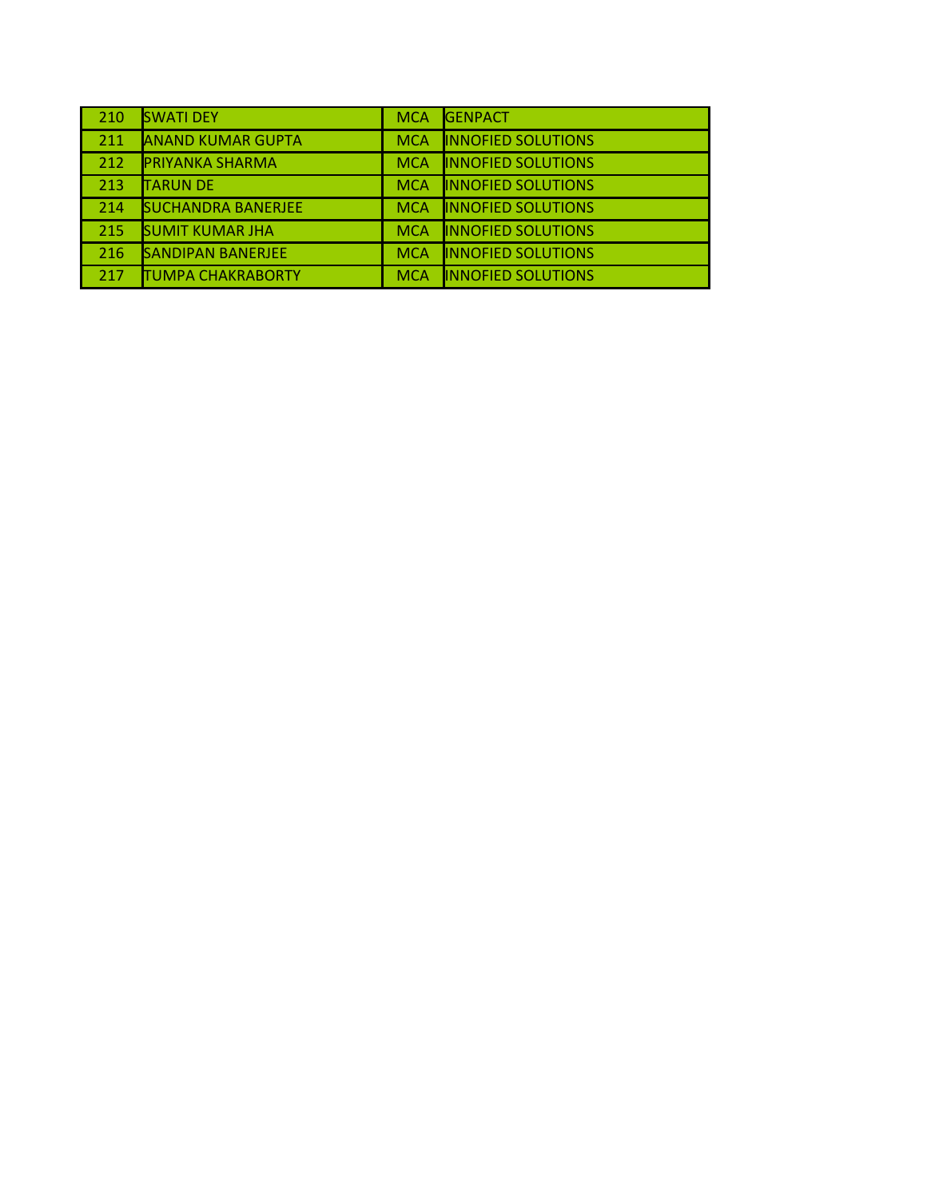| | | | |
|---|---|---|---|
| 210 | SWATI DEY | MCA | GENPACT |
| 211 | ANAND KUMAR GUPTA | MCA | INNOFIED SOLUTIONS |
| 212 | PRIYANKA SHARMA | MCA | INNOFIED SOLUTIONS |
| 213 | TARUN DE | MCA | INNOFIED SOLUTIONS |
| 214 | SUCHANDRA BANERJEE | MCA | INNOFIED SOLUTIONS |
| 215 | SUMIT KUMAR JHA | MCA | INNOFIED SOLUTIONS |
| 216 | SANDIPAN BANERJEE | MCA | INNOFIED SOLUTIONS |
| 217 | TUMPA CHAKRABORTY | MCA | INNOFIED SOLUTIONS |